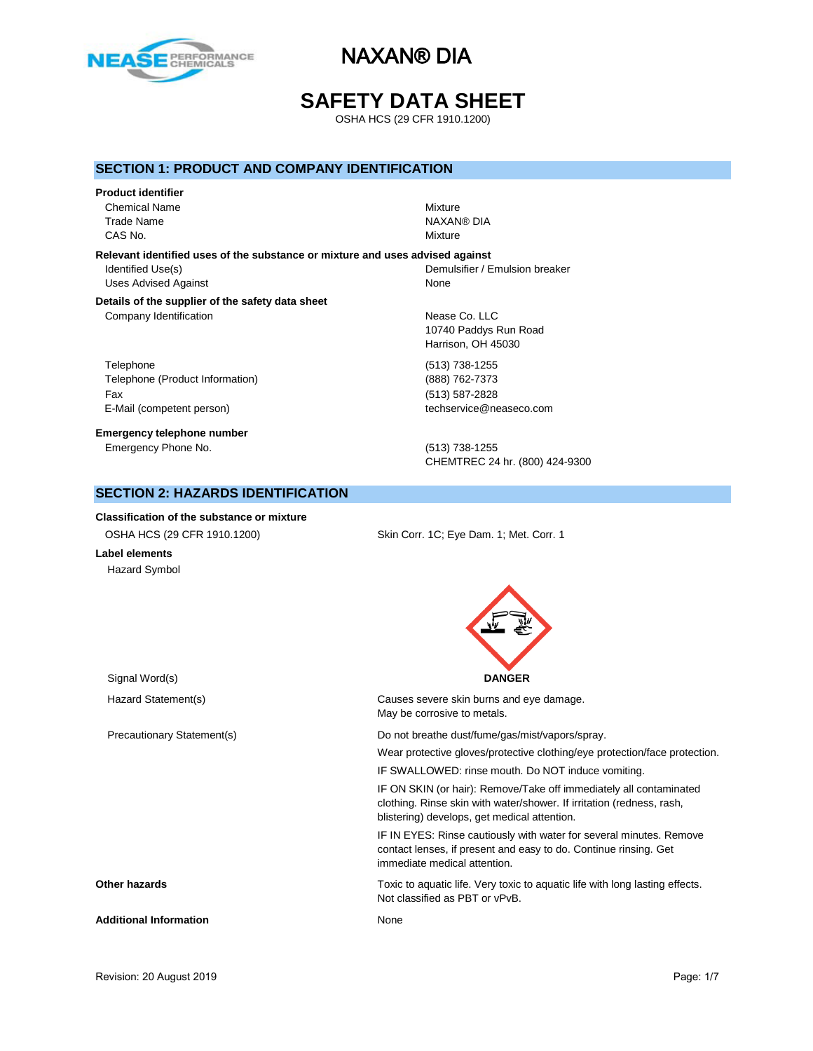# NAXAN® DIA

# SAFETY DATA SHEET

OSHA HCS (29 CFR 1910.1200)

## SECTION 1: PRODUCT AND COMPANY IDENTIFICATION

**Product identifier**

| | |
|---|---|
| Chemical Name | Mixture |
| Trade Name | NAXAN® DIA |
| CAS No. | Mixture |

**Relevant identified uses of the substance or mixture and uses advised against**

| | |
|---|---|
| Identified Use(s) | Demulsifier / Emulsion breaker |
| Uses Advised Against | None |

**Details of the supplier of the safety data sheet**

| | |
|---|---|
| Company Identification | Nease Co. LLC<br>10740 Paddys Run Road<br>Harrison, OH 45030 |
| Telephone | (513) 738-1255 |
| Telephone (Product Information) | (888) 762-7373 |
| Fax | (513) 587-2828 |
| E-Mail (competent person) | techservice@neaseco.com |

**Emergency telephone number**

| | |
|---|---|
| Emergency Phone No. | (513) 738-1255<br>CHEMTREC 24 hr. (800) 424-9300 |

## SECTION 2: HAZARDS IDENTIFICATION

**Classification of the substance or mixture**

| | |
|---|---|
| OSHA HCS (29 CFR 1910.1200) | Skin Corr. 1C; Eye Dam. 1; Met. Corr. 1 |

**Label elements**

Hazard Symbol

| | |
|---|---|
| Signal Word(s) | **DANGER** |
| Hazard Statement(s) | Causes severe skin burns and eye damage.<br>May be corrosive to metals. |
| Precautionary Statement(s) | Do not breathe dust/fume/gas/mist/vapors/spray.<br>Wear protective gloves/protective clothing/eye protection/face protection.<br>IF SWALLOWED: rinse mouth. Do NOT induce vomiting.<br>IF ON SKIN (or hair): Remove/Take off immediately all contaminated clothing. Rinse skin with water/shower. If irritation (redness, rash, blistering) develops, get medical attention.<br>IF IN EYES: Rinse cautiously with water for several minutes. Remove contact lenses, if present and easy to do. Continue rinsing. Get immediate medical attention. |

| | |
|---|---|
| **Other hazards** | Toxic to aquatic life. Very toxic to aquatic life with long lasting effects.<br>Not classified as PBT or vPvB. |
| **Additional Information** | None |

Revision: 20 August 2019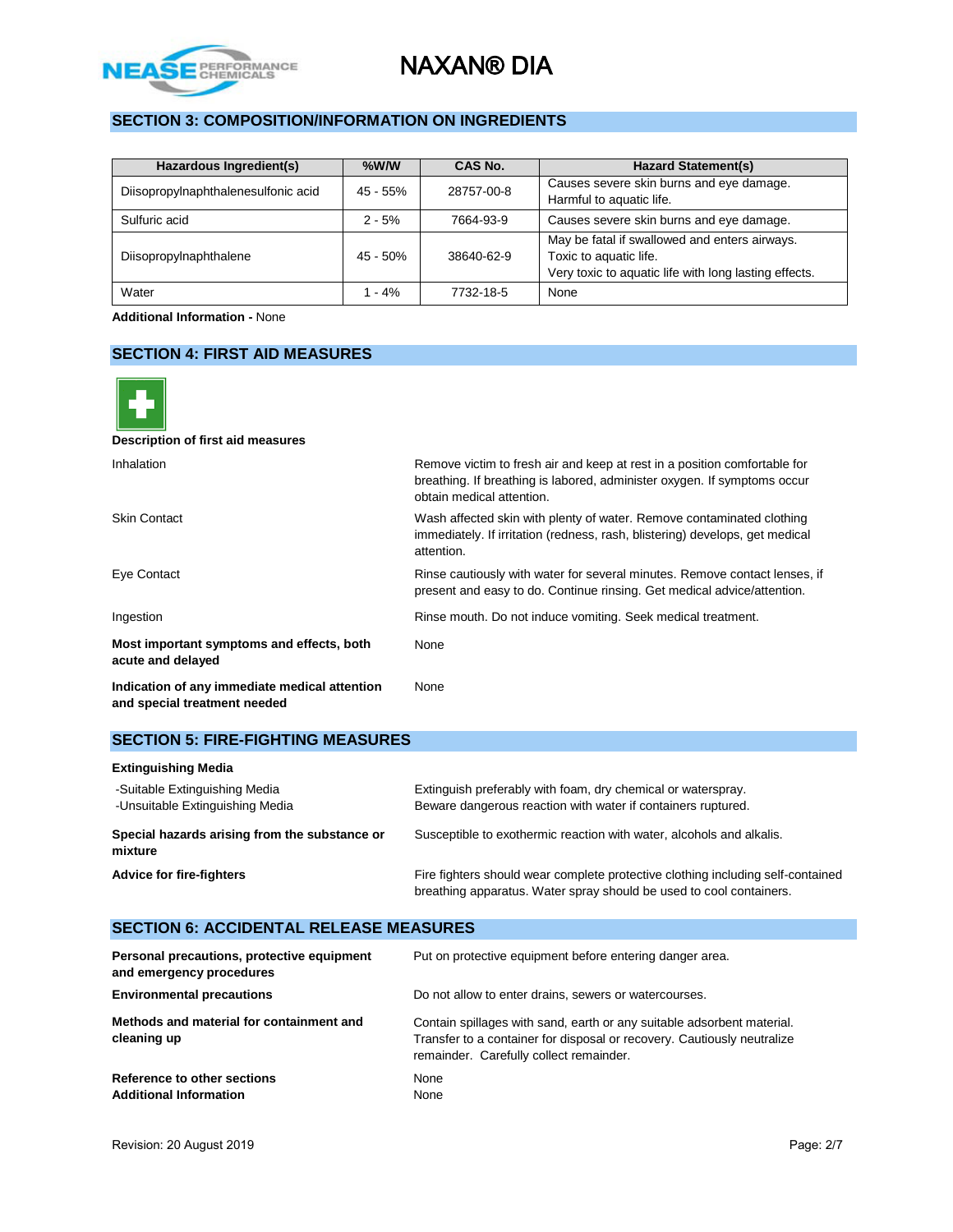## SECTION 3: COMPOSITION/INFORMATION ON INGREDIENTS

| Hazardous Ingredient(s) | %W/W | CAS No. | Hazard Statement(s) |
| --- | --- | --- | --- |
| Diisopropylnaphthalenesulfonic acid | 45 - 55% | 28757-00-8 | Causes severe skin burns and eye damage. Harmful to aquatic life. |
| Sulfuric acid | 2 - 5% | 7664-93-9 | Causes severe skin burns and eye damage. |
| Diisopropylnaphthalene | 45 - 50% | 38640-62-9 | May be fatal if swallowed and enters airways. Toxic to aquatic life. Very toxic to aquatic life with long lasting effects. |
| Water | 1 - 4% | 7732-18-5 | None |

**Additional Information** - None

## SECTION 4: FIRST AID MEASURES

**Description of first aid measures**

Inhalation: Remove victim to fresh air and keep at rest in a position comfortable for breathing. If breathing is labored, administer oxygen. If symptoms occur obtain medical attention.

Skin Contact: Wash affected skin with plenty of water. Remove contaminated clothing immediately. If irritation (redness, rash, blistering) develops, get medical attention.

Eye Contact: Rinse cautiously with water for several minutes. Remove contact lenses, if present and easy to do. Continue rinsing. Get medical advice/attention.

Ingestion: Rinse mouth. Do not induce vomiting. Seek medical treatment.

**Most important symptoms and effects, both acute and delayed**: None

**Indication of any immediate medical attention and special treatment needed**: None

## SECTION 5: FIRE-FIGHTING MEASURES

**Extinguishing Media**

-Suitable Extinguishing Media: Extinguish preferably with foam, dry chemical or waterspray.

-Unsuitable Extinguishing Media: Beware dangerous reaction with water if containers ruptured.

**Special hazards arising from the substance or mixture**: Susceptible to exothermic reaction with water, alcohols and alkalis.

**Advice for fire-fighters**: Fire fighters should wear complete protective clothing including self-contained breathing apparatus. Water spray should be used to cool containers.

## SECTION 6: ACCIDENTAL RELEASE MEASURES

**Personal precautions, protective equipment and emergency procedures**: Put on protective equipment before entering danger area.

**Environmental precautions**: Do not allow to enter drains, sewers or watercourses.

**Methods and material for containment and cleaning up**: Contain spillages with sand, earth or any suitable adsorbent material. Transfer to a container for disposal or recovery. Cautiously neutralize remainder. Carefully collect remainder.

**Reference to other sections**: None

**Additional Information**: None

Revision: 20 August 2019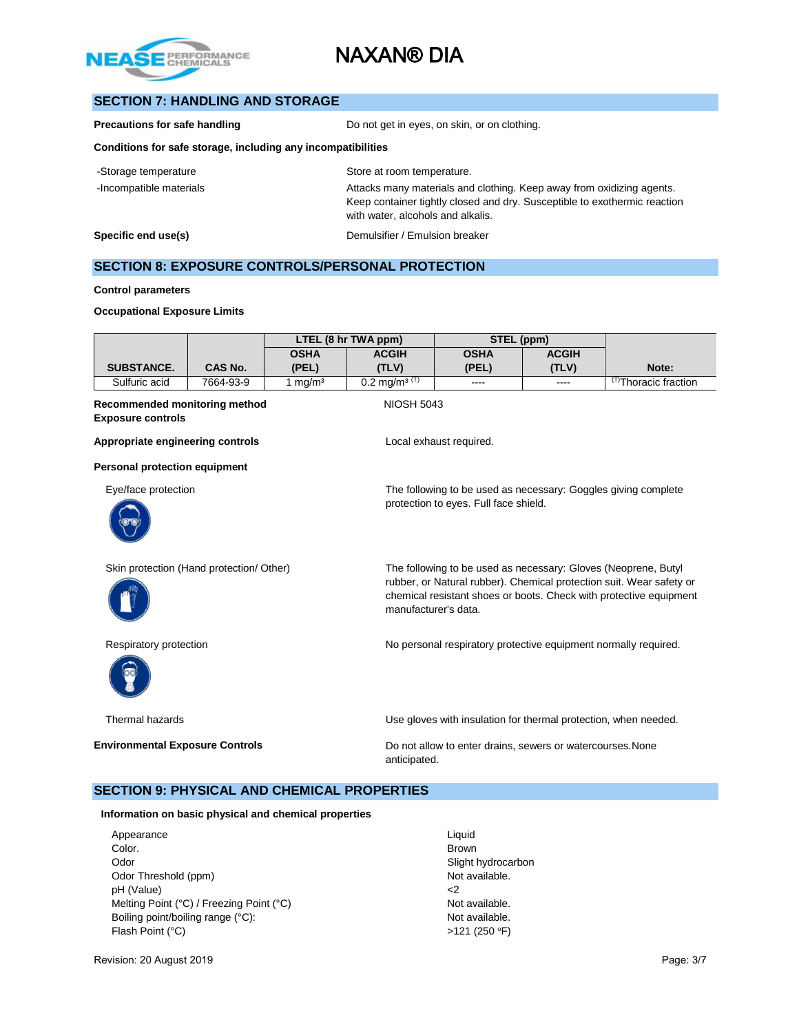## SECTION 7: HANDLING AND STORAGE

**Precautions for safe handling** — Do not get in eyes, on skin, or on clothing.

**Conditions for safe storage, including any incompatibilities**

-Storage temperature — Store at room temperature.

-Incompatible materials — Attacks many materials and clothing. Keep away from oxidizing agents. Keep container tightly closed and dry. Susceptible to exothermic reaction with water, alcohols and alkalis.

**Specific end use(s)** — Demulsifier / Emulsion breaker

## SECTION 8: EXPOSURE CONTROLS/PERSONAL PROTECTION

**Control parameters**

**Occupational Exposure Limits**

| | | LTEL (8 hr TWA ppm) | | STEL (ppm) | | |
|---|---|---|---|---|---|---|
| **SUBSTANCE.** | **CAS No.** | **OSHA (PEL)** | **ACGIH (TLV)** | **OSHA (PEL)** | **ACGIH (TLV)** | **Note:** |
| Sulfuric acid | 7664-93-9 | 1 mg/m³ | 0.2 mg/m³ (T) | ---- | ---- | (T)Thoracic fraction |

**Recommended monitoring method** — NIOSH 5043

**Exposure controls**

**Appropriate engineering controls** — Local exhaust required.

**Personal protection equipment**

Eye/face protection — The following to be used as necessary: Goggles giving complete protection to eyes. Full face shield.

Skin protection (Hand protection/ Other) — The following to be used as necessary: Gloves (Neoprene, Butyl rubber, or Natural rubber). Chemical protection suit. Wear safety or chemical resistant shoes or boots. Check with protective equipment manufacturer's data.

Respiratory protection — No personal respiratory protective equipment normally required.

Thermal hazards — Use gloves with insulation for thermal protection, when needed.

**Environmental Exposure Controls** — Do not allow to enter drains, sewers or watercourses.None anticipated.

## SECTION 9: PHYSICAL AND CHEMICAL PROPERTIES

**Information on basic physical and chemical properties**

| | |
|---|---|
| Appearance | Liquid |
| Color. | Brown |
| Odor | Slight hydrocarbon |
| Odor Threshold (ppm) | Not available. |
| pH (Value) | <2 |
| Melting Point (°C) / Freezing Point (°C) | Not available. |
| Boiling point/boiling range (°C): | Not available. |
| Flash Point (°C) | >121 (250 °F) |

Revision: 20 August 2019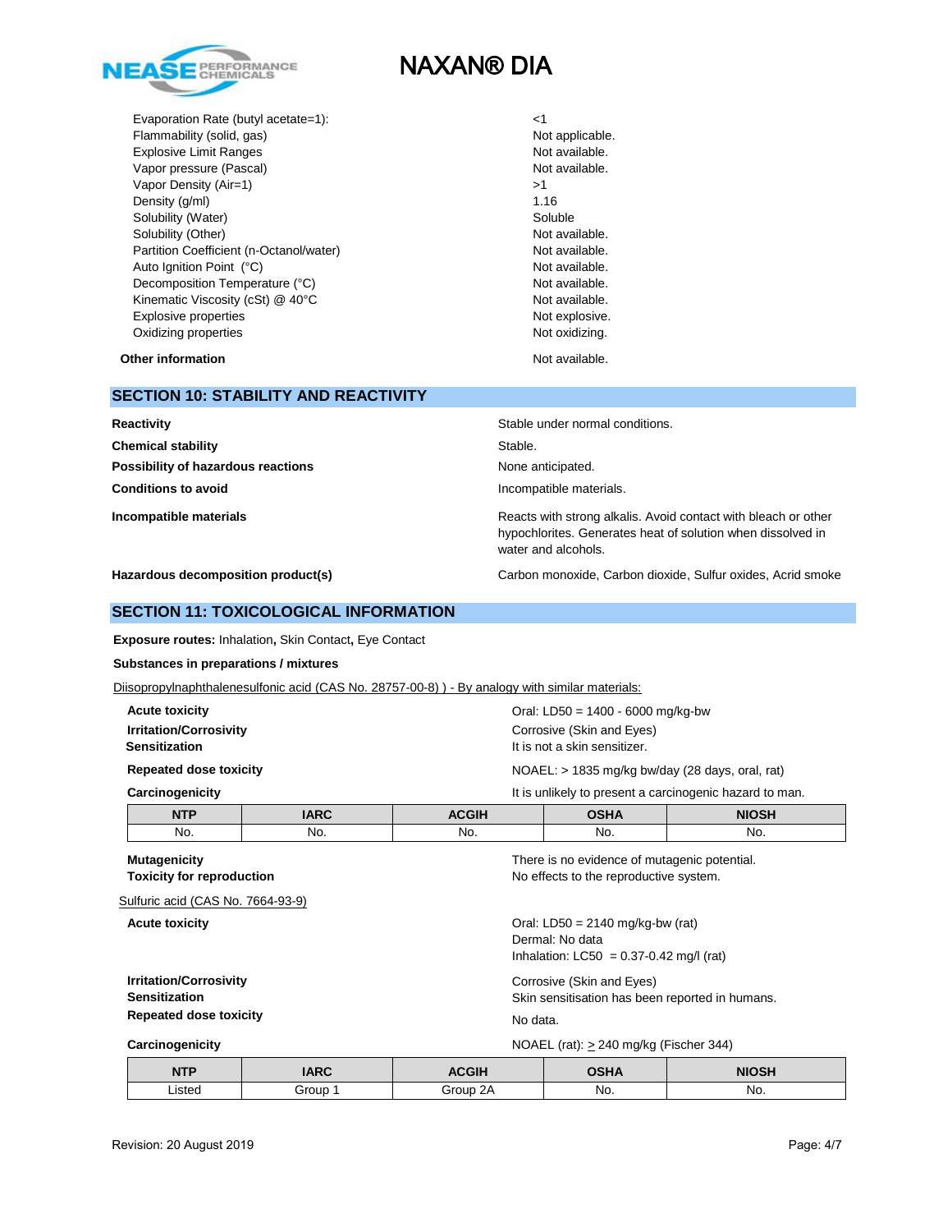| | |
|---|---|
| Evaporation Rate (butyl acetate=1): | <1 |
| Flammability (solid, gas) | Not applicable. |
| Explosive Limit Ranges | Not available. |
| Vapor pressure (Pascal) | Not available. |
| Vapor Density (Air=1) | >1 |
| Density (g/ml) | 1.16 |
| Solubility (Water) | Soluble |
| Solubility (Other) | Not available. |
| Partition Coefficient (n-Octanol/water) | Not available. |
| Auto Ignition Point (°C) | Not available. |
| Decomposition Temperature (°C) | Not available. |
| Kinematic Viscosity (cSt) @ 40°C | Not available. |
| Explosive properties | Not explosive. |
| Oxidizing properties | Not oxidizing. |

**Other information** — Not available.

## SECTION 10: STABILITY AND REACTIVITY

**Reactivity** — Stable under normal conditions.

**Chemical stability** — Stable.

**Possibility of hazardous reactions** — None anticipated.

**Conditions to avoid** — Incompatible materials.

**Incompatible materials** — Reacts with strong alkalis. Avoid contact with bleach or other hypochlorites. Generates heat of solution when dissolved in water and alcohols.

**Hazardous decomposition product(s)** — Carbon monoxide, Carbon dioxide, Sulfur oxides, Acrid smoke

## SECTION 11: TOXICOLOGICAL INFORMATION

**Exposure routes:** Inhalation**,** Skin Contact**,** Eye Contact

**Substances in preparations / mixtures**

Diisopropylnaphthalenesulfonic acid (CAS No. 28757-00-8) ) - By analogy with similar materials:

**Acute toxicity** — Oral: LD50 = 1400 - 6000 mg/kg-bw

**Irritation/Corrosivity** — Corrosive (Skin and Eyes)

**Sensitization** — It is not a skin sensitizer.

**Repeated dose toxicity** — NOAEL: > 1835 mg/kg bw/day (28 days, oral, rat)

**Carcinogenicity** — It is unlikely to present a carcinogenic hazard to man.

| NTP | IARC | ACGIH | OSHA | NIOSH |
|---|---|---|---|---|
| No. | No. | No. | No. | No. |

**Mutagenicity** — There is no evidence of mutagenic potential.

**Toxicity for reproduction** — No effects to the reproductive system.

Sulfuric acid (CAS No. 7664-93-9)

**Acute toxicity** — Oral: LD50 = 2140 mg/kg-bw (rat)
Dermal: No data
Inhalation: LC50 = 0.37-0.42 mg/l (rat)

**Irritation/Corrosivity** — Corrosive (Skin and Eyes)

**Sensitization** — Skin sensitisation has been reported in humans.

**Repeated dose toxicity** — No data.

**Carcinogenicity** — NOAEL (rat): $\geq$ 240 mg/kg (Fischer 344)

| NTP | IARC | ACGIH | OSHA | NIOSH |
|---|---|---|---|---|
| Listed | Group 1 | Group 2A | No. | No. |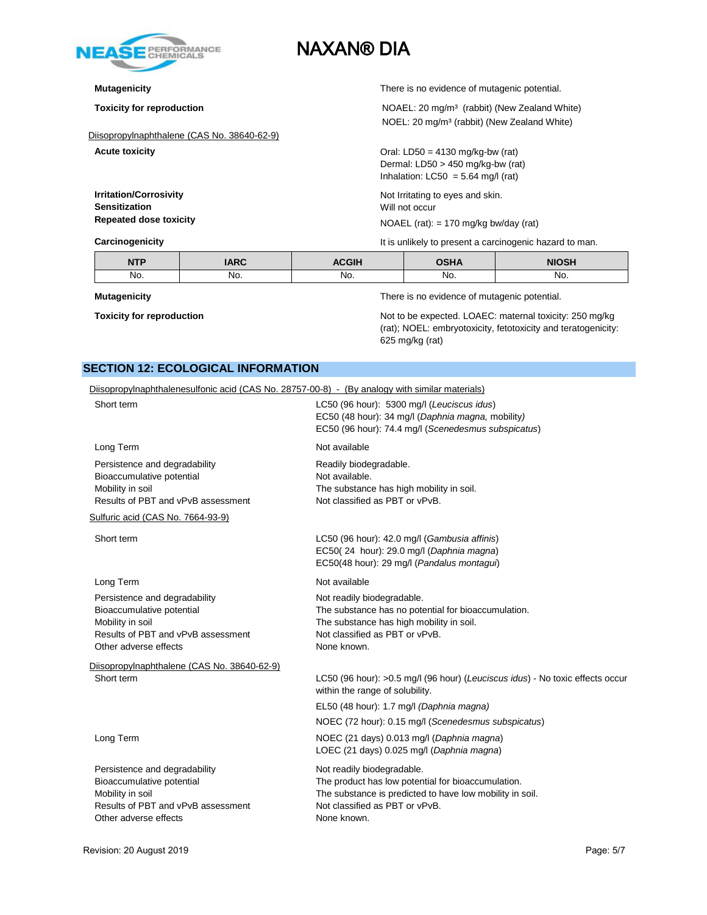**Mutagenicity** There is no evidence of mutagenic potential.

**Toxicity for reproduction** NOAEL: 20 mg/m³ (rabbit) (New Zealand White)
NOEL: 20 mg/m³ (rabbit) (New Zealand White)

Diisopropylnaphthalene (CAS No. 38640-62-9)

**Acute toxicity** Oral: LD50 = 4130 mg/kg-bw (rat)
Dermal: LD50 > 450 mg/kg-bw (rat)
Inhalation: LC50 = 5.64 mg/l (rat)

**Irritation/Corrosivity** Not Irritating to eyes and skin.

**Sensitization** Will not occur

**Repeated dose toxicity** NOAEL (rat): = 170 mg/kg bw/day (rat)

**Carcinogenicity** It is unlikely to present a carcinogenic hazard to man.

| NTP | IARC | ACGIH | OSHA | NIOSH |
|---|---|---|---|---|
| No. | No. | No. | No. | No. |

**Mutagenicity** There is no evidence of mutagenic potential.

**Toxicity for reproduction** Not to be expected. LOAEC: maternal toxicity: 250 mg/kg (rat); NOEL: embryotoxicity, fetotoxicity and teratogenicity: 625 mg/kg (rat)

## SECTION 12: ECOLOGICAL INFORMATION

Diisopropylnaphthalenesulfonic acid (CAS No. 28757-00-8) - (By analogy with similar materials)

Short term: LC50 (96 hour): 5300 mg/l (*Leuciscus idus*)
EC50 (48 hour): 34 mg/l (*Daphnia magna,* mobility*)*
EC50 (96 hour): 74.4 mg/l (*Scenedesmus subspicatus*)

Long Term: Not available

Persistence and degradability: Readily biodegradable.
Bioaccumulative potential: Not available.
Mobility in soil: The substance has high mobility in soil.
Results of PBT and vPvB assessment: Not classified as PBT or vPvB.

Sulfuric acid (CAS No. 7664-93-9)

Short term: LC50 (96 hour): 42.0 mg/l (*Gambusia affinis*)
EC50( 24 hour): 29.0 mg/l (*Daphnia magna*)
EC50(48 hour): 29 mg/l (*Pandalus montagui*)

Long Term: Not available

Persistence and degradability: Not readily biodegradable.
Bioaccumulative potential: The substance has no potential for bioaccumulation.
Mobility in soil: The substance has high mobility in soil.
Results of PBT and vPvB assessment: Not classified as PBT or vPvB.
Other adverse effects: None known.

Diisopropylnaphthalene (CAS No. 38640-62-9)

Short term: LC50 (96 hour): >0.5 mg/l (96 hour) (*Leuciscus idus*) - No toxic effects occur within the range of solubility.
EL50 (48 hour): 1.7 mg/l *(Daphnia magna)*
NOEC (72 hour): 0.15 mg/l (*Scenedesmus subspicatus*)

Long Term: NOEC (21 days) 0.013 mg/l (*Daphnia magna*)
LOEC (21 days) 0.025 mg/l (*Daphnia magna*)

Persistence and degradability: Not readily biodegradable.
Bioaccumulative potential: The product has low potential for bioaccumulation.
Mobility in soil: The substance is predicted to have low mobility in soil.
Results of PBT and vPvB assessment: Not classified as PBT or vPvB.
Other adverse effects: None known.

Revision: 20 August 2019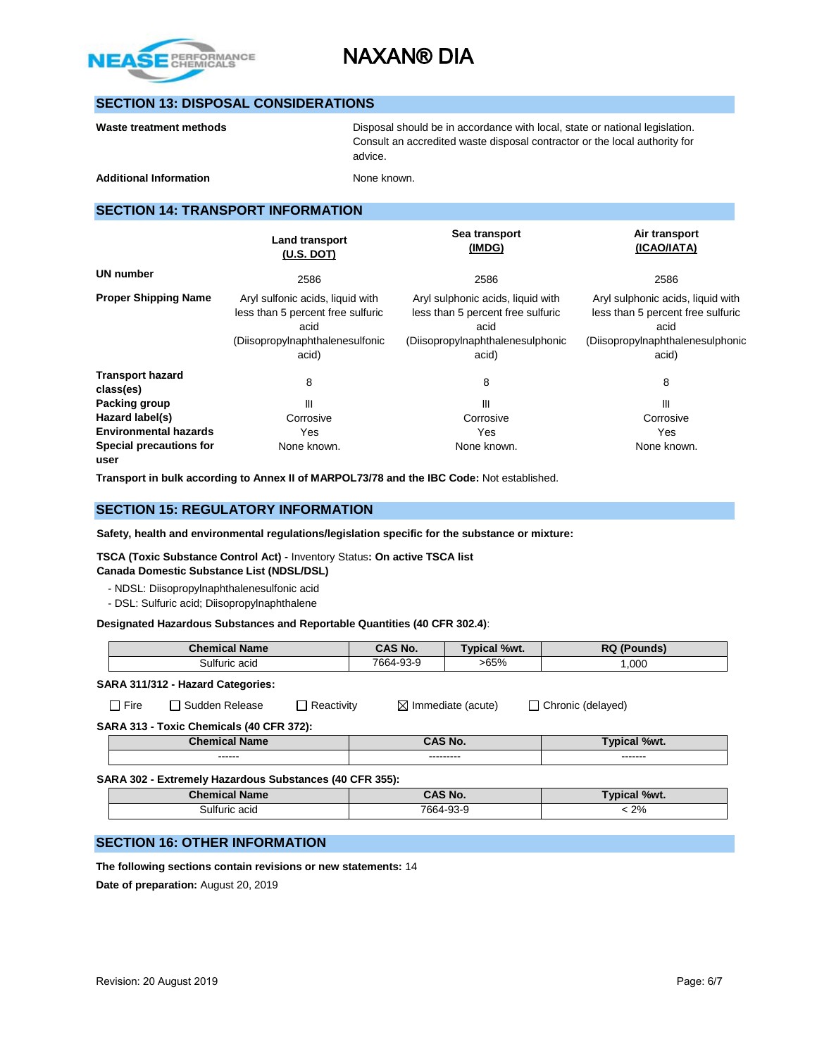## SECTION 13: DISPOSAL CONSIDERATIONS

**Waste treatment methods**

Disposal should be in accordance with local, state or national legislation. Consult an accredited waste disposal contractor or the local authority for advice.

**Additional Information**

None known.

## SECTION 14: TRANSPORT INFORMATION

| | Land transport (U.S. DOT) | Sea transport (IMDG) | Air transport (ICAO/IATA) |
|---|---|---|---|
| **UN number** | 2586 | 2586 | 2586 |
| **Proper Shipping Name** | Aryl sulfonic acids, liquid with less than 5 percent free sulfuric acid (Diisopropylnaphthalenesulfonic acid) | Aryl sulphonic acids, liquid with less than 5 percent free sulfuric acid (Diisopropylnaphthalenesulphonic acid) | Aryl sulphonic acids, liquid with less than 5 percent free sulfuric acid (Diisopropylnaphthalenesulphonic acid) |
| **Transport hazard class(es)** | 8 | 8 | 8 |
| **Packing group** | III | III | III |
| **Hazard label(s)** | Corrosive | Corrosive | Corrosive |
| **Environmental hazards** | Yes | Yes | Yes |
| **Special precautions for user** | None known. | None known. | None known. |

**Transport in bulk according to Annex II of MARPOL73/78 and the IBC Code:** Not established.

## SECTION 15: REGULATORY INFORMATION

**Safety, health and environmental regulations/legislation specific for the substance or mixture:**

**TSCA (Toxic Substance Control Act) -** Inventory Status**: On active TSCA list**
**Canada Domestic Substance List (NDSL/DSL)**

- NDSL: Diisopropylnaphthalenesulfonic acid
- DSL: Sulfuric acid; Diisopropylnaphthalene

**Designated Hazardous Substances and Reportable Quantities (40 CFR 302.4)**:

| Chemical Name | CAS No. | Typical %wt. | RQ (Pounds) |
|---|---|---|---|
| Sulfuric acid | 7664-93-9 | >65% | 1,000 |

**SARA 311/312 - Hazard Categories:**

☐ Fire ☐ Sudden Release ☐ Reactivity ☒ Immediate (acute) ☐ Chronic (delayed)

**SARA 313 - Toxic Chemicals (40 CFR 372):**

| Chemical Name | CAS No. | Typical %wt. |
|---|---|---|
| ------ | --------- | ------- |

**SARA 302 - Extremely Hazardous Substances (40 CFR 355):**

| Chemical Name | CAS No. | Typical %wt. |
|---|---|---|
| Sulfuric acid | 7664-93-9 | < 2% |

## SECTION 16: OTHER INFORMATION

**The following sections contain revisions or new statements:** 14

**Date of preparation:** August 20, 2019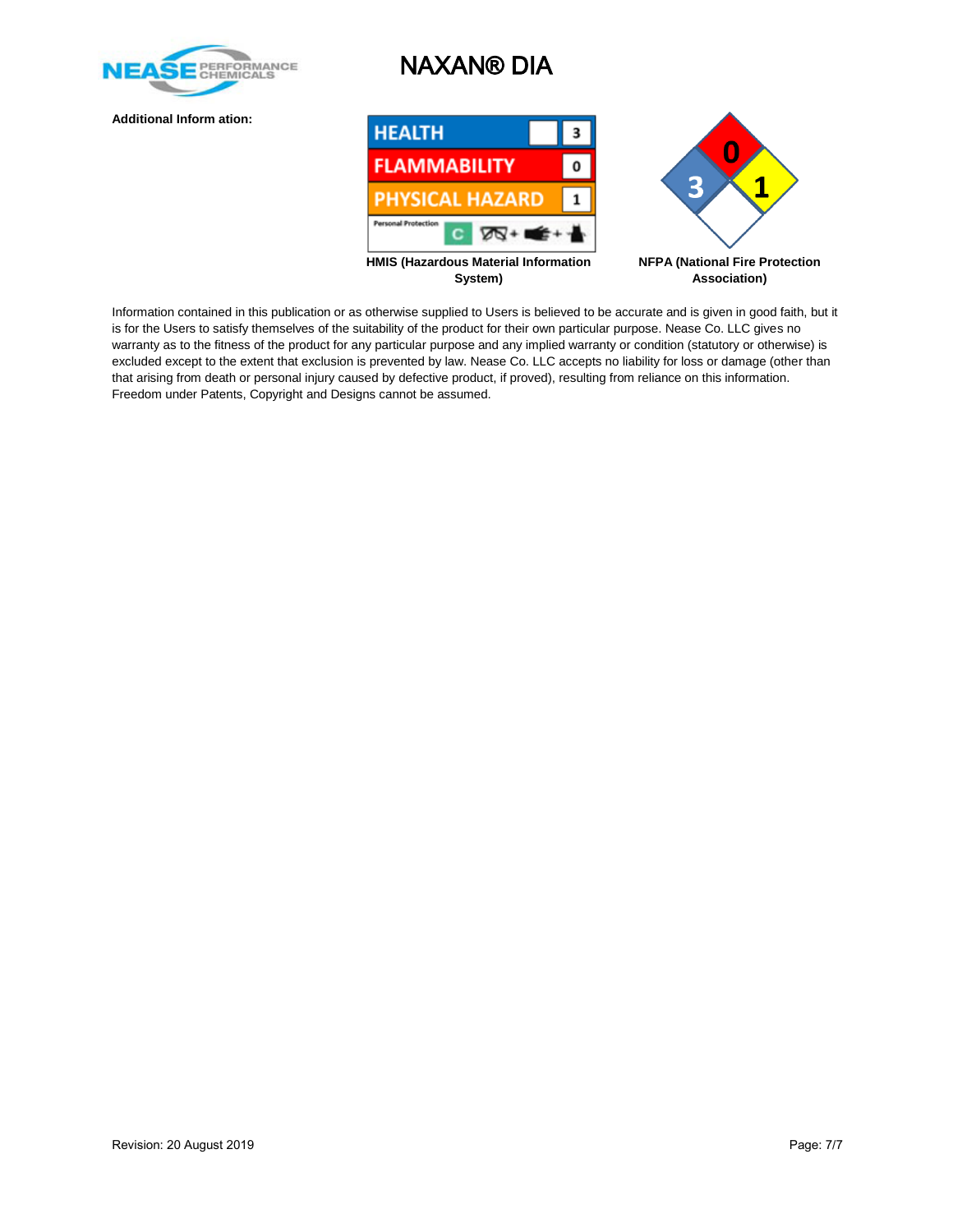**Additional Information:**

| HMIS | |
|---|---|
| HEALTH | 3 |
| FLAMMABILITY | 0 |
| PHYSICAL HAZARD | 1 |
| Personal Protection | C |

**HMIS (Hazardous Material Information System)**

0
3
1

**NFPA (National Fire Protection Association)**

Information contained in this publication or as otherwise supplied to Users is believed to be accurate and is given in good faith, but it is for the Users to satisfy themselves of the suitability of the product for their own particular purpose. Nease Co. LLC gives no warranty as to the fitness of the product for any particular purpose and any implied warranty or condition (statutory or otherwise) is excluded except to the extent that exclusion is prevented by law. Nease Co. LLC accepts no liability for loss or damage (other than that arising from death or personal injury caused by defective product, if proved), resulting from reliance on this information. Freedom under Patents, Copyright and Designs cannot be assumed.